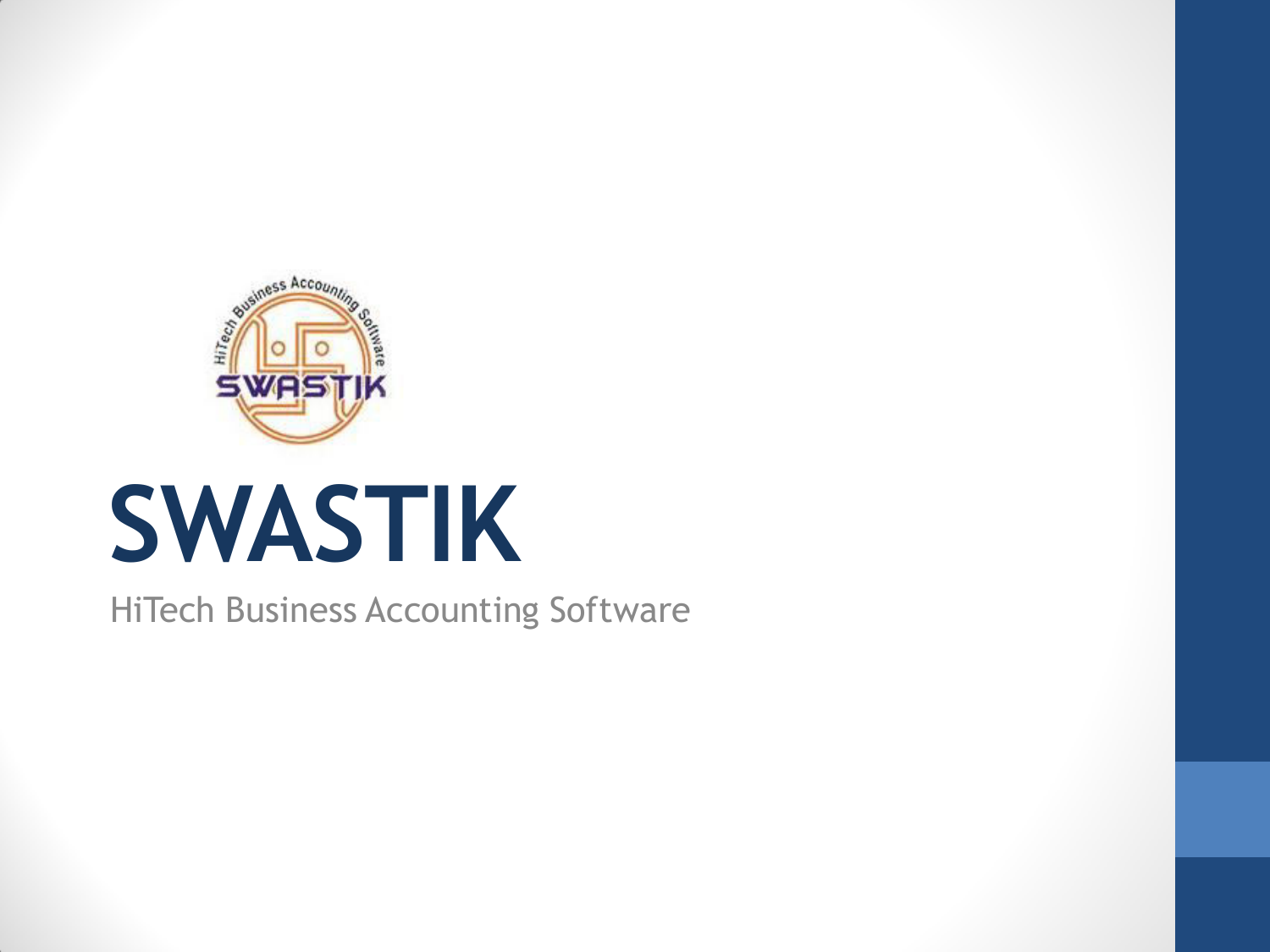# SWASTIK

HiTech Business Accounting Software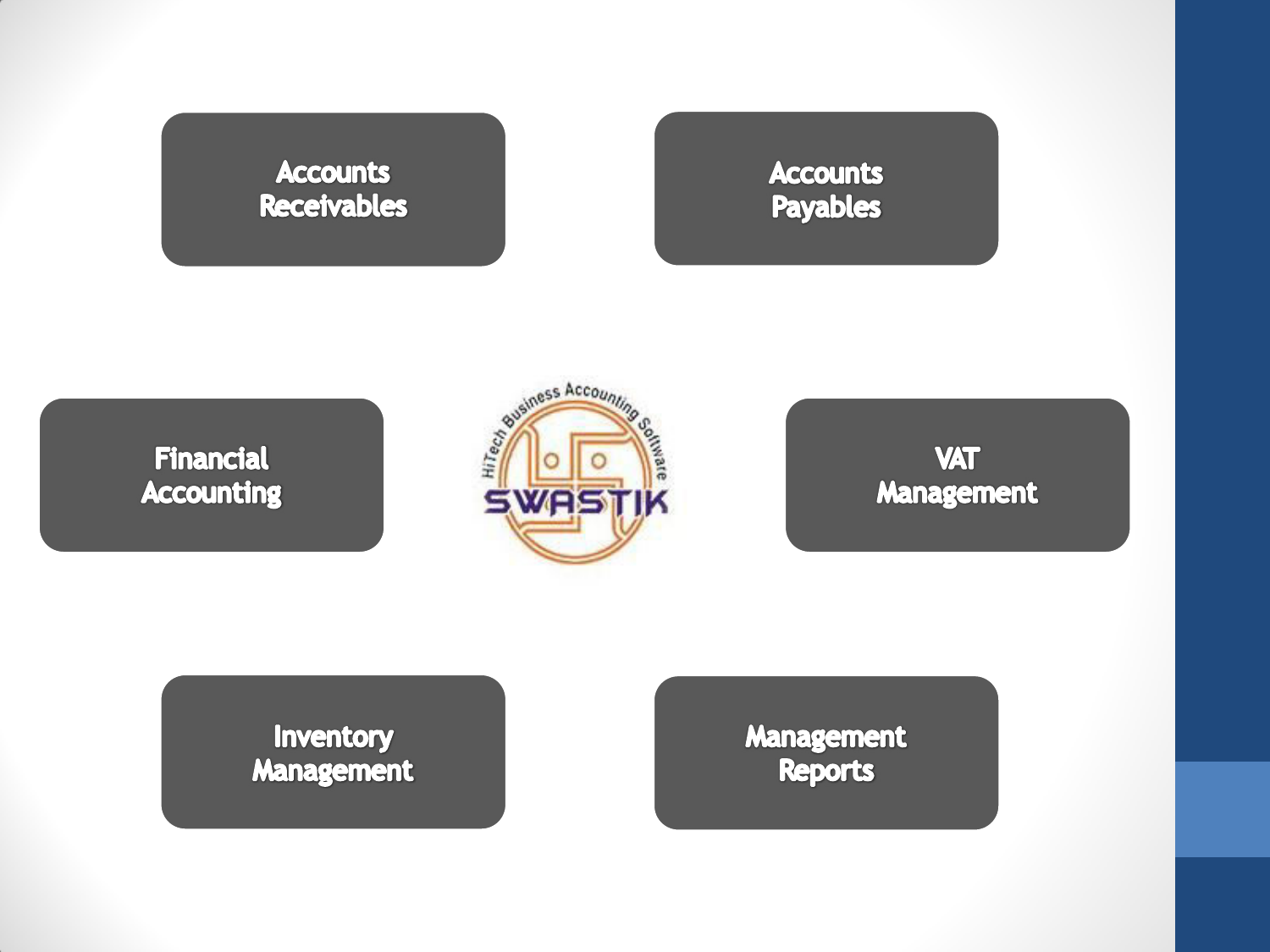Accounts Receivables

Accounts Payables

Financial Accounting

HiTech Business Accounting Software
SWASTIK

VAT Management

Inventory Management

Management Reports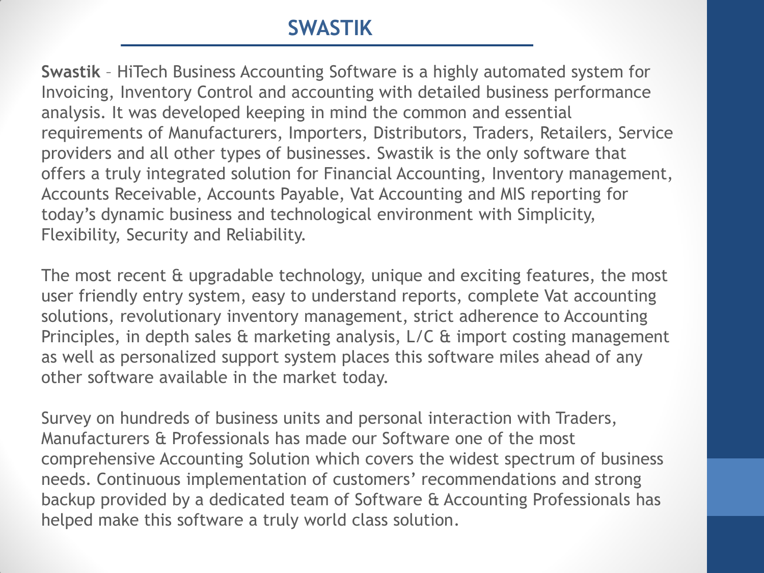# SWASTIK

**Swastik** – HiTech Business Accounting Software is a highly automated system for Invoicing, Inventory Control and accounting with detailed business performance analysis. It was developed keeping in mind the common and essential requirements of Manufacturers, Importers, Distributors, Traders, Retailers, Service providers and all other types of businesses. Swastik is the only software that offers a truly integrated solution for Financial Accounting, Inventory management, Accounts Receivable, Accounts Payable, Vat Accounting and MIS reporting for today's dynamic business and technological environment with Simplicity, Flexibility, Security and Reliability.

The most recent & upgradable technology, unique and exciting features, the most user friendly entry system, easy to understand reports, complete Vat accounting solutions, revolutionary inventory management, strict adherence to Accounting Principles, in depth sales & marketing analysis, L/C & import costing management as well as personalized support system places this software miles ahead of any other software available in the market today.

Survey on hundreds of business units and personal interaction with Traders, Manufacturers & Professionals has made our Software one of the most comprehensive Accounting Solution which covers the widest spectrum of business needs. Continuous implementation of customers' recommendations and strong backup provided by a dedicated team of Software & Accounting Professionals has helped make this software a truly world class solution.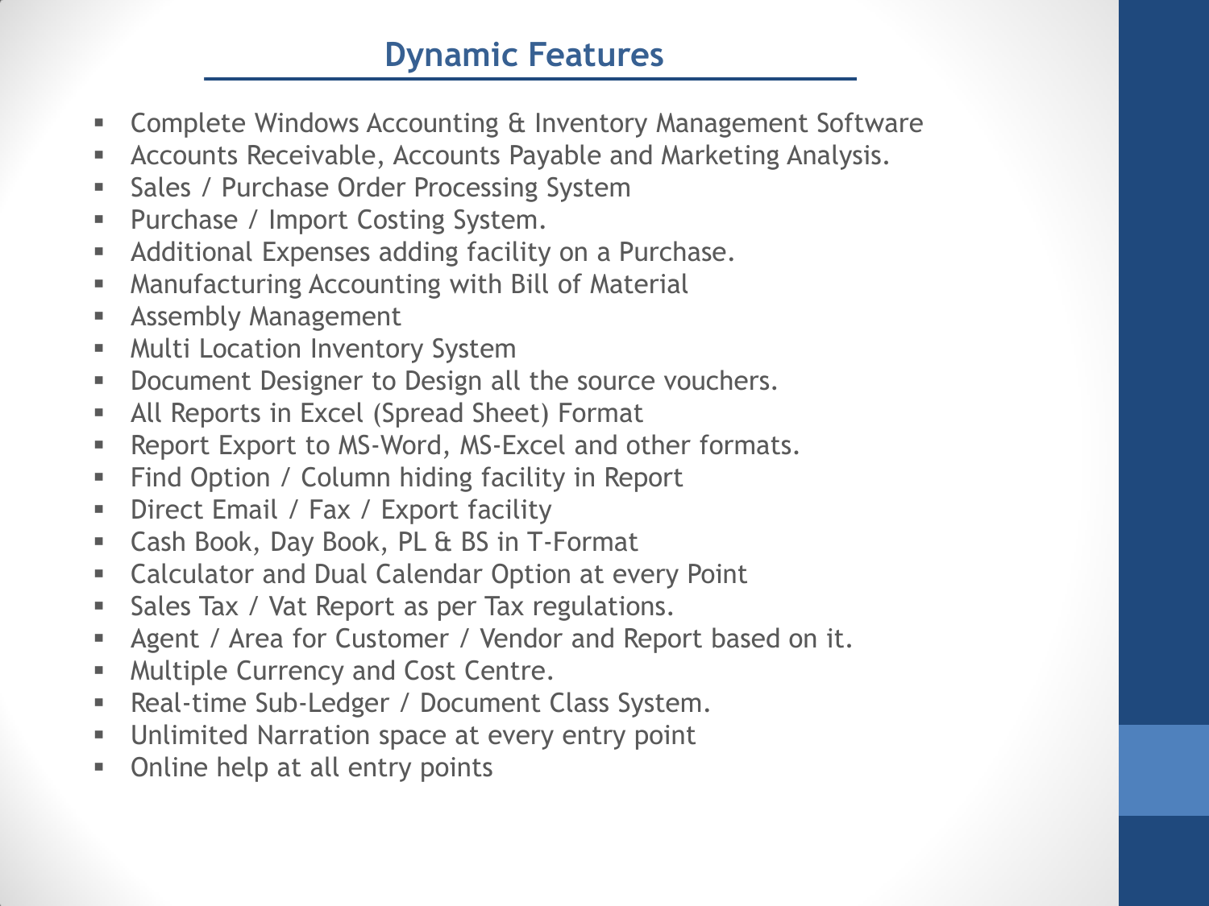# Dynamic Features

- Complete Windows Accounting & Inventory Management Software
- Accounts Receivable, Accounts Payable and Marketing Analysis.
- Sales / Purchase Order Processing System
- Purchase / Import Costing System.
- Additional Expenses adding facility on a Purchase.
- Manufacturing Accounting with Bill of Material
- Assembly Management
- Multi Location Inventory System
- Document Designer to Design all the source vouchers.
- All Reports in Excel (Spread Sheet) Format
- Report Export to MS-Word, MS-Excel and other formats.
- Find Option / Column hiding facility in Report
- Direct Email / Fax / Export facility
- Cash Book, Day Book, PL & BS in T-Format
- Calculator and Dual Calendar Option at every Point
- Sales Tax / Vat Report as per Tax regulations.
- Agent / Area for Customer / Vendor and Report based on it.
- Multiple Currency and Cost Centre.
- Real-time Sub-Ledger / Document Class System.
- Unlimited Narration space at every entry point
- Online help at all entry points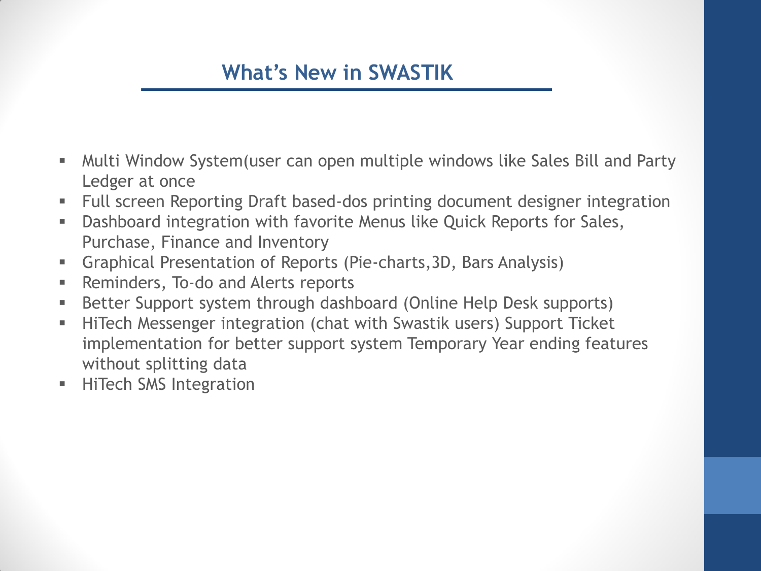## What's New in SWASTIK

- Multi Window System(user can open multiple windows like Sales Bill and Party Ledger at once
- Full screen Reporting Draft based-dos printing document designer integration
- Dashboard integration with favorite Menus like Quick Reports for Sales, Purchase, Finance and Inventory
- Graphical Presentation of Reports (Pie-charts,3D, Bars Analysis)
- Reminders, To-do and Alerts reports
- Better Support system through dashboard (Online Help Desk supports)
- HiTech Messenger integration (chat with Swastik users) Support Ticket implementation for better support system Temporary Year ending features without splitting data
- HiTech SMS Integration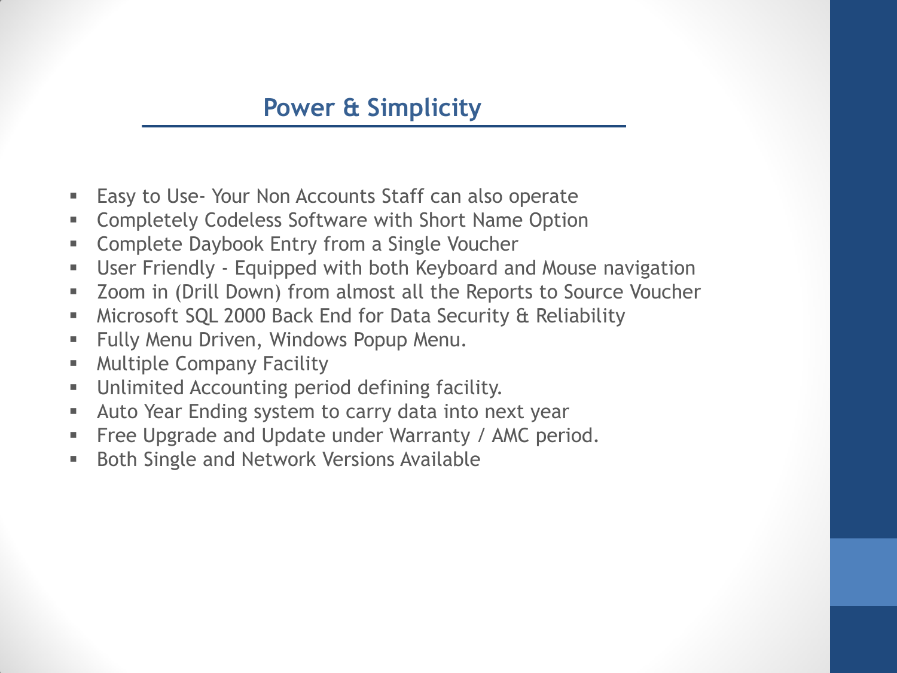## Power & Simplicity

- Easy to Use- Your Non Accounts Staff can also operate
- Completely Codeless Software with Short Name Option
- Complete Daybook Entry from a Single Voucher
- User Friendly - Equipped with both Keyboard and Mouse navigation
- Zoom in (Drill Down) from almost all the Reports to Source Voucher
- Microsoft SQL 2000 Back End for Data Security & Reliability
- Fully Menu Driven, Windows Popup Menu.
- Multiple Company Facility
- Unlimited Accounting period defining facility.
- Auto Year Ending system to carry data into next year
- Free Upgrade and Update under Warranty / AMC period.
- Both Single and Network Versions Available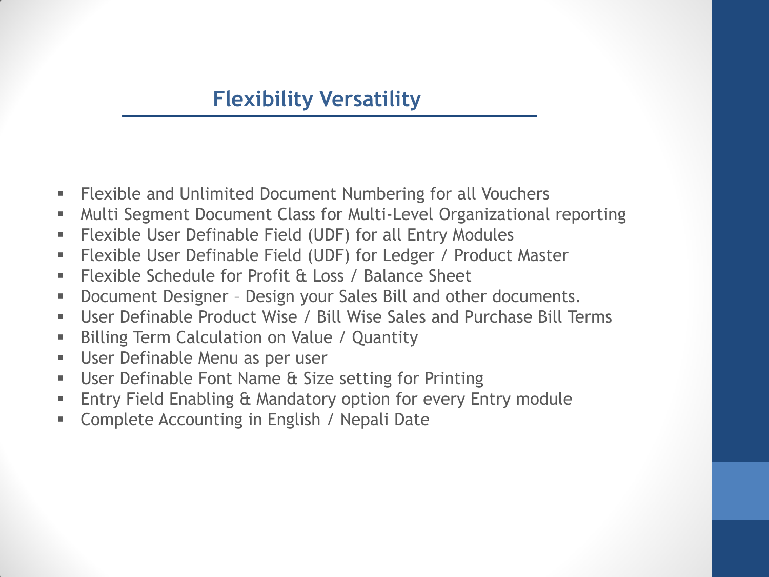## Flexibility Versatility

- Flexible and Unlimited Document Numbering for all Vouchers
- Multi Segment Document Class for Multi-Level Organizational reporting
- Flexible User Definable Field (UDF) for all Entry Modules
- Flexible User Definable Field (UDF) for Ledger / Product Master
- Flexible Schedule for Profit & Loss / Balance Sheet
- Document Designer – Design your Sales Bill and other documents.
- User Definable Product Wise / Bill Wise Sales and Purchase Bill Terms
- Billing Term Calculation on Value / Quantity
- User Definable Menu as per user
- User Definable Font Name & Size setting for Printing
- Entry Field Enabling & Mandatory option for every Entry module
- Complete Accounting in English / Nepali Date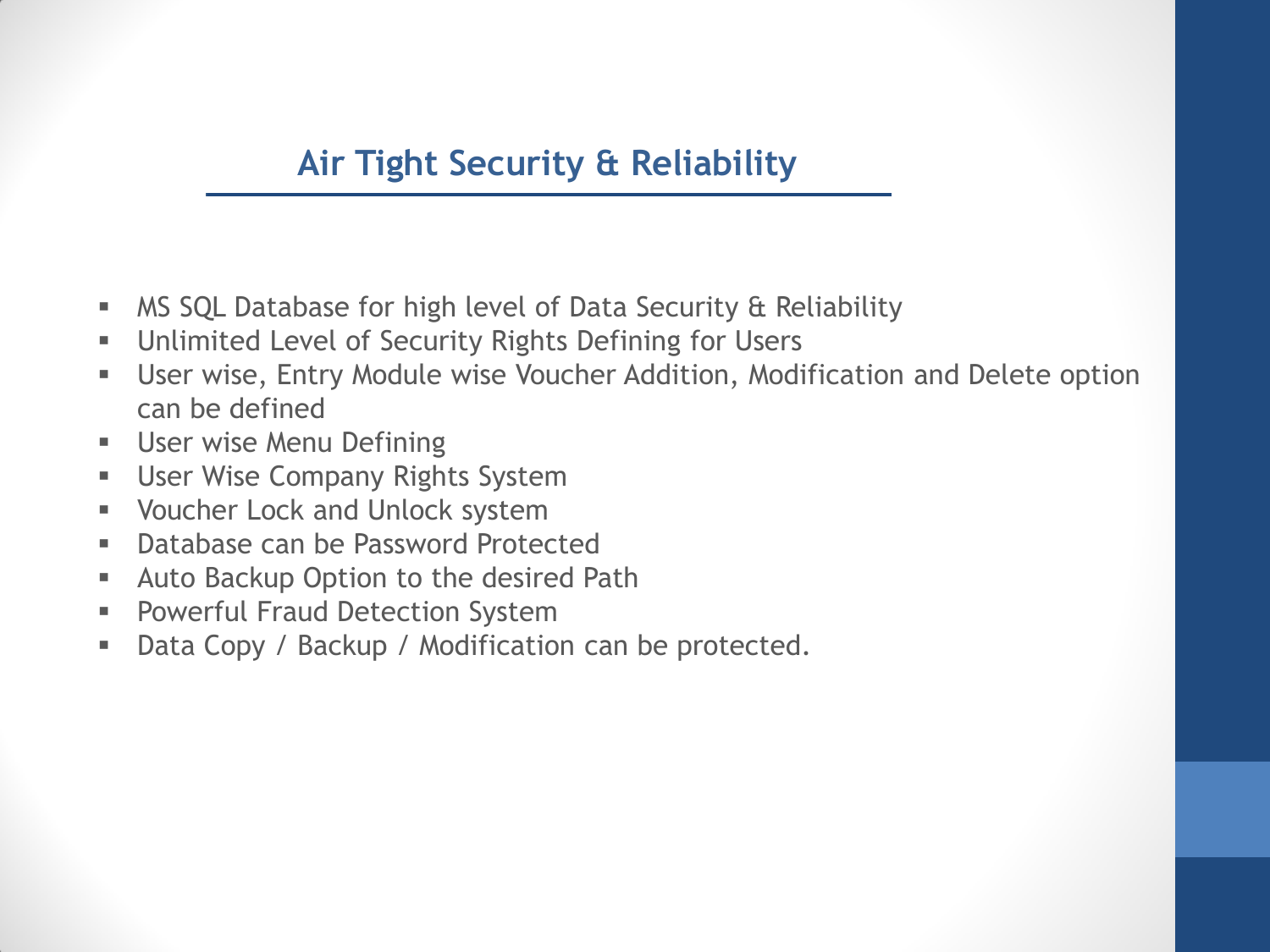## Air Tight Security & Reliability

- MS SQL Database for high level of Data Security & Reliability
- Unlimited Level of Security Rights Defining for Users
- User wise, Entry Module wise Voucher Addition, Modification and Delete option can be defined
- User wise Menu Defining
- User Wise Company Rights System
- Voucher Lock and Unlock system
- Database can be Password Protected
- Auto Backup Option to the desired Path
- Powerful Fraud Detection System
- Data Copy / Backup / Modification can be protected.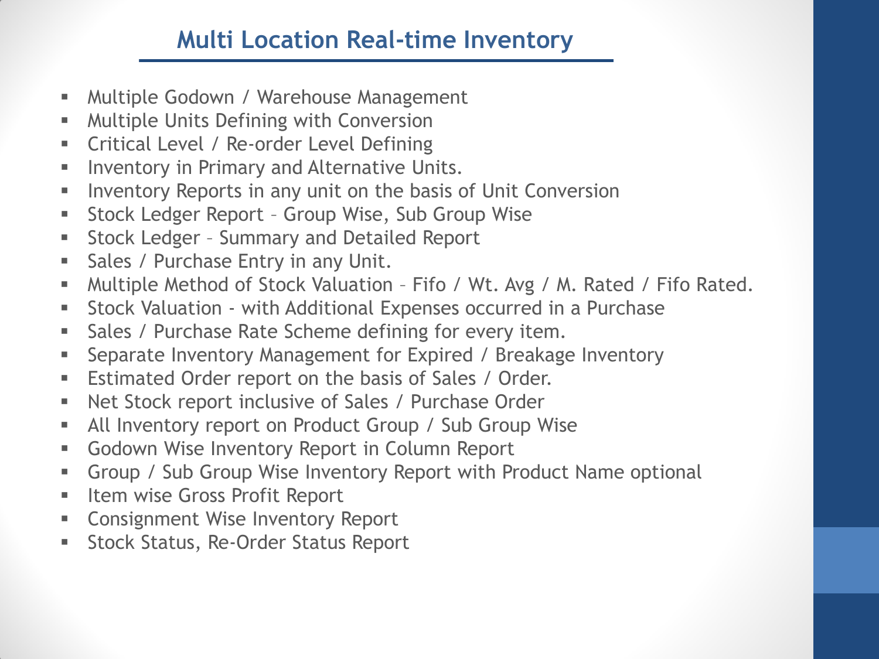## Multi Location Real-time Inventory

- Multiple Godown / Warehouse Management
- Multiple Units Defining with Conversion
- Critical Level / Re-order Level Defining
- Inventory in Primary and Alternative Units.
- Inventory Reports in any unit on the basis of Unit Conversion
- Stock Ledger Report – Group Wise, Sub Group Wise
- Stock Ledger – Summary and Detailed Report
- Sales / Purchase Entry in any Unit.
- Multiple Method of Stock Valuation – Fifo / Wt. Avg / M. Rated / Fifo Rated.
- Stock Valuation - with Additional Expenses occurred in a Purchase
- Sales / Purchase Rate Scheme defining for every item.
- Separate Inventory Management for Expired / Breakage Inventory
- Estimated Order report on the basis of Sales / Order.
- Net Stock report inclusive of Sales / Purchase Order
- All Inventory report on Product Group / Sub Group Wise
- Godown Wise Inventory Report in Column Report
- Group / Sub Group Wise Inventory Report with Product Name optional
- Item wise Gross Profit Report
- Consignment Wise Inventory Report
- Stock Status, Re-Order Status Report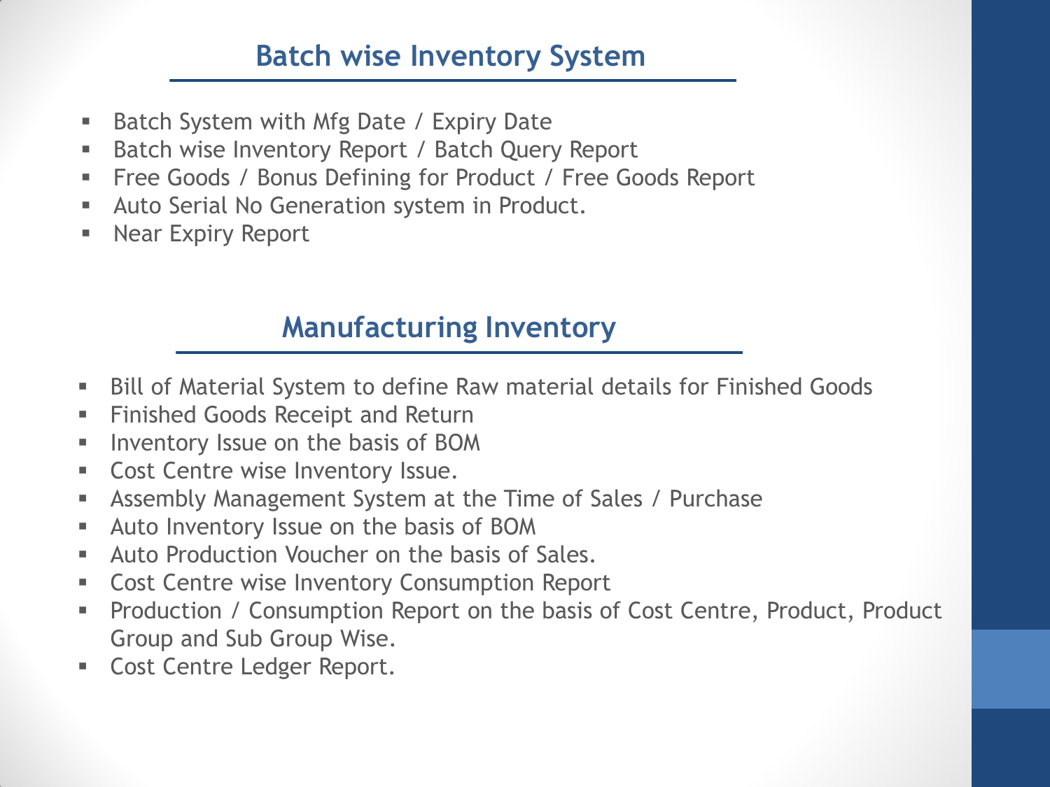## Batch wise Inventory System

- Batch System with Mfg Date / Expiry Date
- Batch wise Inventory Report / Batch Query Report
- Free Goods / Bonus Defining for Product / Free Goods Report
- Auto Serial No Generation system in Product.
- Near Expiry Report

## Manufacturing Inventory

- Bill of Material System to define Raw material details for Finished Goods
- Finished Goods Receipt and Return
- Inventory Issue on the basis of BOM
- Cost Centre wise Inventory Issue.
- Assembly Management System at the Time of Sales / Purchase
- Auto Inventory Issue on the basis of BOM
- Auto Production Voucher on the basis of Sales.
- Cost Centre wise Inventory Consumption Report
- Production / Consumption Report on the basis of Cost Centre, Product, Product Group and Sub Group Wise.
- Cost Centre Ledger Report.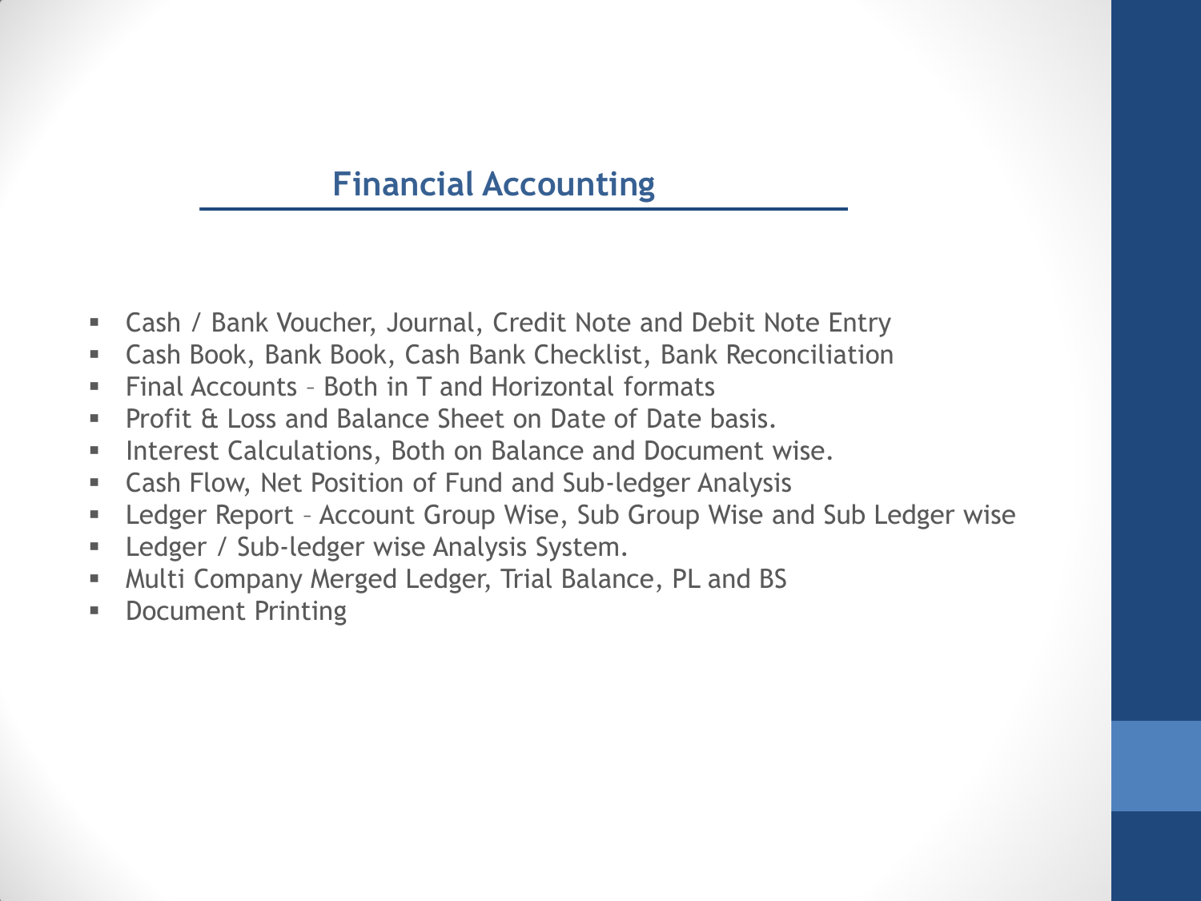## Financial Accounting

- Cash / Bank Voucher, Journal, Credit Note and Debit Note Entry
- Cash Book, Bank Book, Cash Bank Checklist, Bank Reconciliation
- Final Accounts – Both in T and Horizontal formats
- Profit & Loss and Balance Sheet on Date of Date basis.
- Interest Calculations, Both on Balance and Document wise.
- Cash Flow, Net Position of Fund and Sub-ledger Analysis
- Ledger Report – Account Group Wise, Sub Group Wise and Sub Ledger wise
- Ledger / Sub-ledger wise Analysis System.
- Multi Company Merged Ledger, Trial Balance, PL and BS
- Document Printing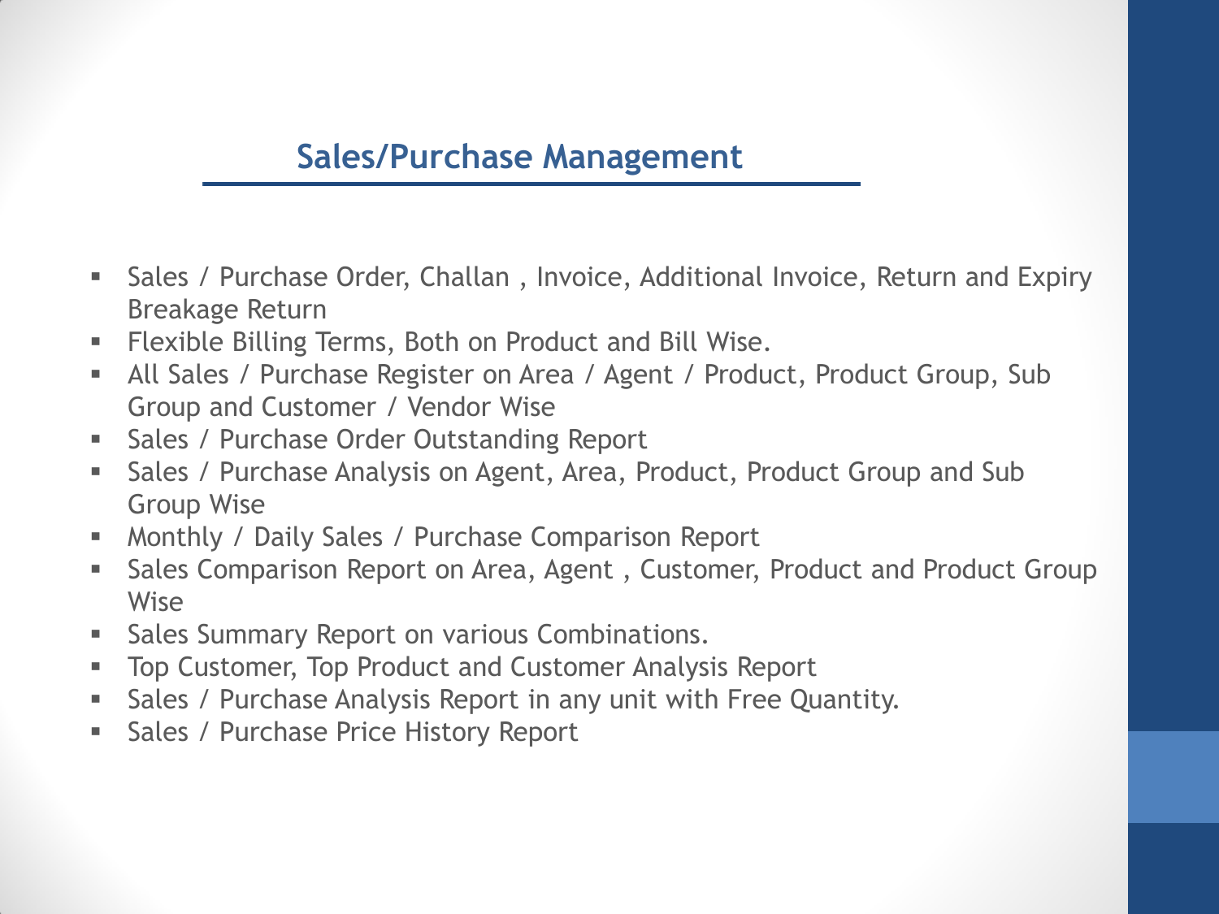## Sales/Purchase Management

- Sales / Purchase Order, Challan , Invoice, Additional Invoice, Return and Expiry Breakage Return
- Flexible Billing Terms, Both on Product and Bill Wise.
- All Sales / Purchase Register on Area / Agent / Product, Product Group, Sub Group and Customer / Vendor Wise
- Sales / Purchase Order Outstanding Report
- Sales / Purchase Analysis on Agent, Area, Product, Product Group and Sub Group Wise
- Monthly / Daily Sales / Purchase Comparison Report
- Sales Comparison Report on Area, Agent , Customer, Product and Product Group Wise
- Sales Summary Report on various Combinations.
- Top Customer, Top Product and Customer Analysis Report
- Sales / Purchase Analysis Report in any unit with Free Quantity.
- Sales / Purchase Price History Report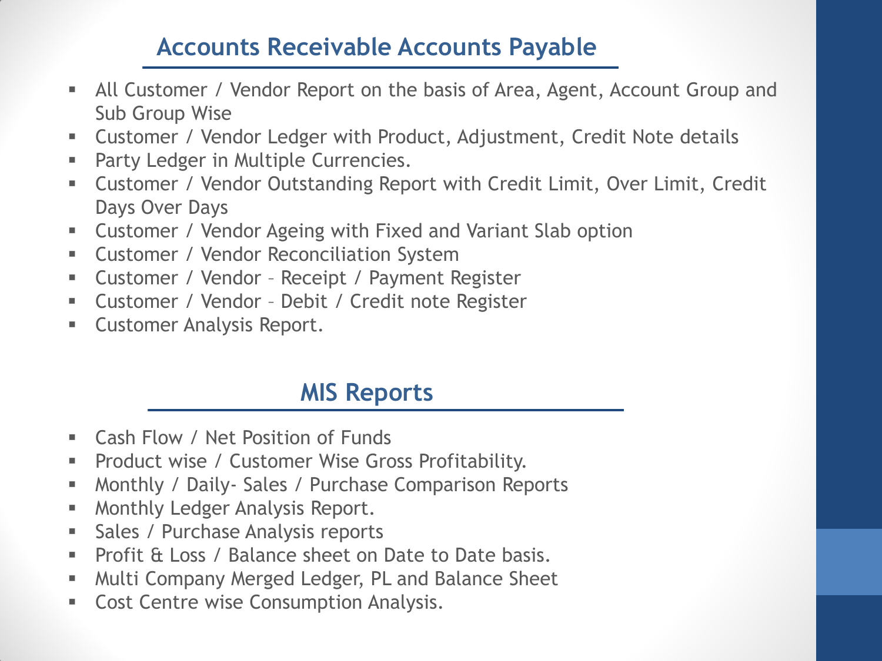## Accounts Receivable Accounts Payable

- All Customer / Vendor Report on the basis of Area, Agent, Account Group and Sub Group Wise
- Customer / Vendor Ledger with Product, Adjustment, Credit Note details
- Party Ledger in Multiple Currencies.
- Customer / Vendor Outstanding Report with Credit Limit, Over Limit, Credit Days Over Days
- Customer / Vendor Ageing with Fixed and Variant Slab option
- Customer / Vendor Reconciliation System
- Customer / Vendor – Receipt / Payment Register
- Customer / Vendor – Debit / Credit note Register
- Customer Analysis Report.

## MIS Reports

- Cash Flow / Net Position of Funds
- Product wise / Customer Wise Gross Profitability.
- Monthly / Daily- Sales / Purchase Comparison Reports
- Monthly Ledger Analysis Report.
- Sales / Purchase Analysis reports
- Profit & Loss / Balance sheet on Date to Date basis.
- Multi Company Merged Ledger, PL and Balance Sheet
- Cost Centre wise Consumption Analysis.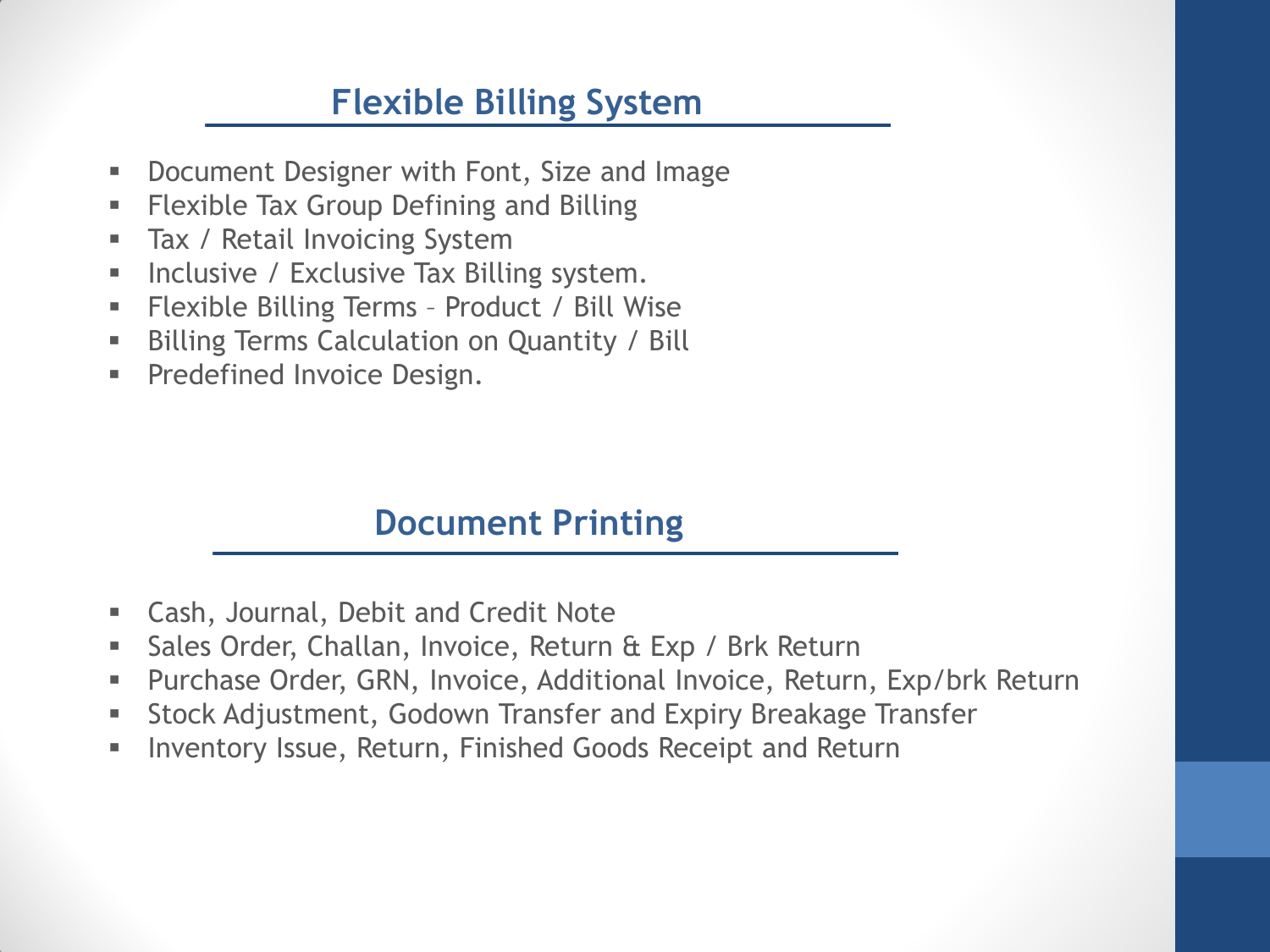## Flexible Billing System

- Document Designer with Font, Size and Image
- Flexible Tax Group Defining and Billing
- Tax / Retail Invoicing System
- Inclusive / Exclusive Tax Billing system.
- Flexible Billing Terms – Product / Bill Wise
- Billing Terms Calculation on Quantity / Bill
- Predefined Invoice Design.

## Document Printing

- Cash, Journal, Debit and Credit Note
- Sales Order, Challan, Invoice, Return & Exp / Brk Return
- Purchase Order, GRN, Invoice, Additional Invoice, Return, Exp/brk Return
- Stock Adjustment, Godown Transfer and Expiry Breakage Transfer
- Inventory Issue, Return, Finished Goods Receipt and Return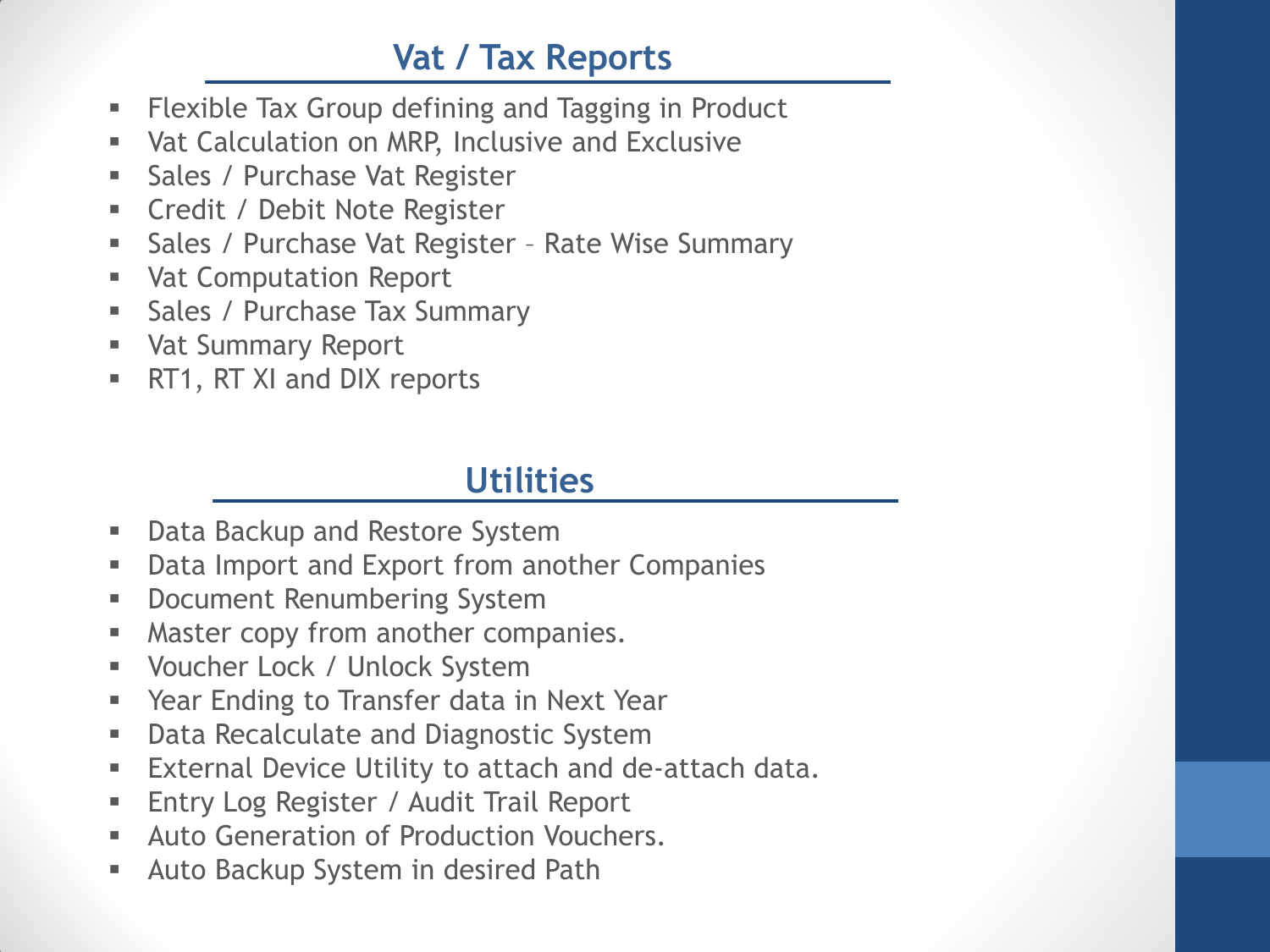## Vat / Tax Reports

- Flexible Tax Group defining and Tagging in Product
- Vat Calculation on MRP, Inclusive and Exclusive
- Sales / Purchase Vat Register
- Credit / Debit Note Register
- Sales / Purchase Vat Register – Rate Wise Summary
- Vat Computation Report
- Sales / Purchase Tax Summary
- Vat Summary Report
- RT1, RT XI and DIX reports

## Utilities

- Data Backup and Restore System
- Data Import and Export from another Companies
- Document Renumbering System
- Master copy from another companies.
- Voucher Lock / Unlock System
- Year Ending to Transfer data in Next Year
- Data Recalculate and Diagnostic System
- External Device Utility to attach and de-attach data.
- Entry Log Register / Audit Trail Report
- Auto Generation of Production Vouchers.
- Auto Backup System in desired Path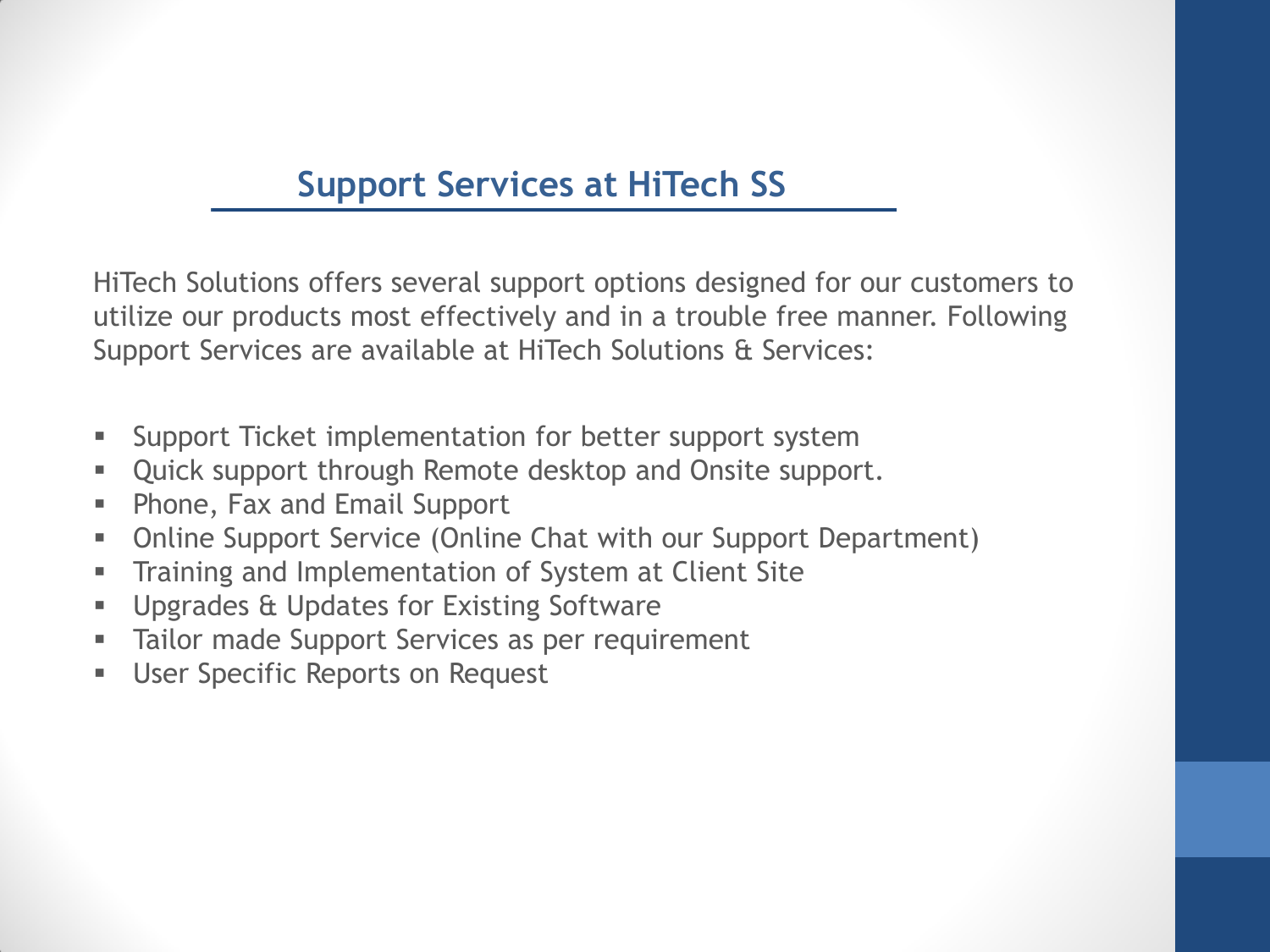## Support Services at HiTech SS

HiTech Solutions offers several support options designed for our customers to utilize our products most effectively and in a trouble free manner. Following Support Services are available at HiTech Solutions & Services:

- Support Ticket implementation for better support system
- Quick support through Remote desktop and Onsite support.
- Phone, Fax and Email Support
- Online Support Service (Online Chat with our Support Department)
- Training and Implementation of System at Client Site
- Upgrades & Updates for Existing Software
- Tailor made Support Services as per requirement
- User Specific Reports on Request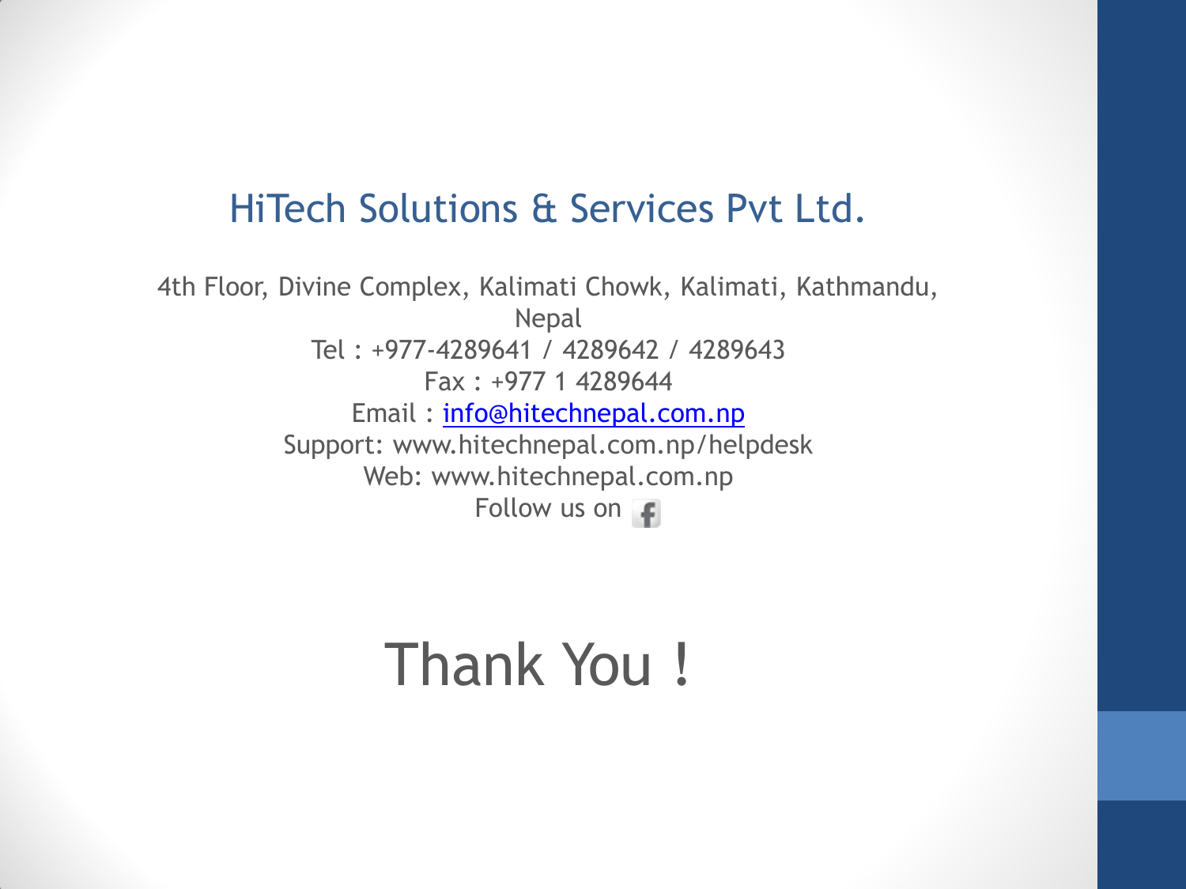## HiTech Solutions & Services Pvt Ltd.

4th Floor, Divine Complex, Kalimati Chowk, Kalimati, Kathmandu, Nepal
Tel : +977-4289641 / 4289642 / 4289643
Fax : +977 1 4289644
Email : info@hitechnepal.com.np
Support: www.hitechnepal.com.np/helpdesk
Web: www.hitechnepal.com.np
Follow us on

# Thank You !